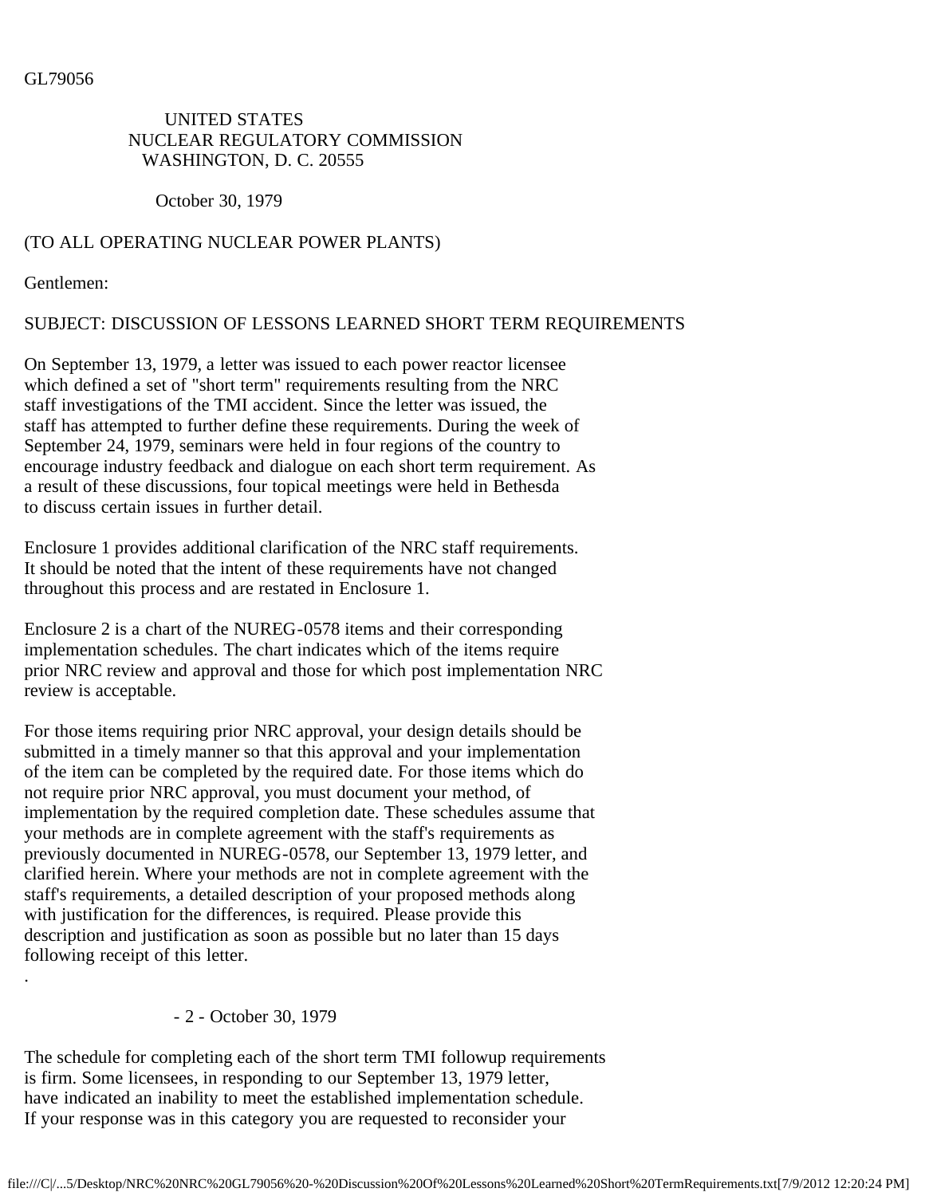GL79056

UNITED STATES
NUCLEAR REGULATORY COMMISSION
WASHINGTON, D. C. 20555

October 30, 1979

(TO ALL OPERATING NUCLEAR POWER PLANTS)

Gentlemen:

SUBJECT: DISCUSSION OF LESSONS LEARNED SHORT TERM REQUIREMENTS

On September 13, 1979, a letter was issued to each power reactor licensee which defined a set of "short term" requirements resulting from the NRC staff investigations of the TMI accident. Since the letter was issued, the staff has attempted to further define these requirements. During the week of September 24, 1979, seminars were held in four regions of the country to encourage industry feedback and dialogue on each short term requirement. As a result of these discussions, four topical meetings were held in Bethesda to discuss certain issues in further detail.

Enclosure 1 provides additional clarification of the NRC staff requirements. It should be noted that the intent of these requirements have not changed throughout this process and are restated in Enclosure 1.

Enclosure 2 is a chart of the NUREG-0578 items and their corresponding implementation schedules. The chart indicates which of the items require prior NRC review and approval and those for which post implementation NRC review is acceptable.

For those items requiring prior NRC approval, your design details should be submitted in a timely manner so that this approval and your implementation of the item can be completed by the required date. For those items which do not require prior NRC approval, you must document your method, of implementation by the required completion date. These schedules assume that your methods are in complete agreement with the staff's requirements as previously documented in NUREG-0578, our September 13, 1979 letter, and clarified herein. Where your methods are not in complete agreement with the staff's requirements, a detailed description of your proposed methods along with justification for the differences, is required. Please provide this description and justification as soon as possible but no later than 15 days following receipt of this letter.

The schedule for completing each of the short term TMI followup requirements is firm. Some licensees, in responding to our September 13, 1979 letter, have indicated an inability to meet the established implementation schedule. If your response was in this category you are requested to reconsider your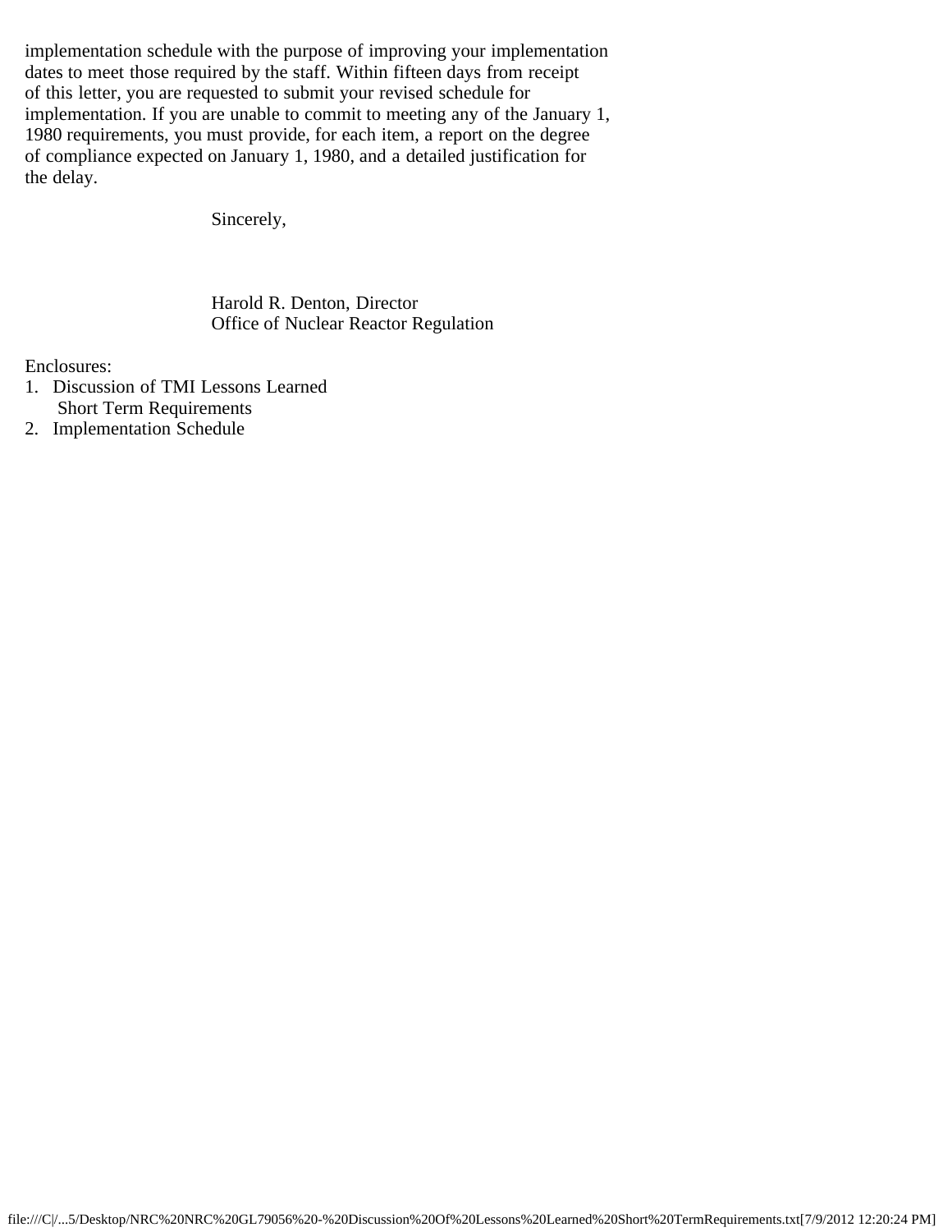implementation schedule with the purpose of improving your implementation dates to meet those required by the staff. Within fifteen days from receipt of this letter, you are requested to submit your revised schedule for implementation. If you are unable to commit to meeting any of the January 1, 1980 requirements, you must provide, for each item, a report on the degree of compliance expected on January 1, 1980, and a detailed justification for the delay.

Sincerely,

Harold R. Denton, Director
Office of Nuclear Reactor Regulation

Enclosures:

1. Discussion of TMI Lessons Learned Short Term Requirements
2. Implementation Schedule